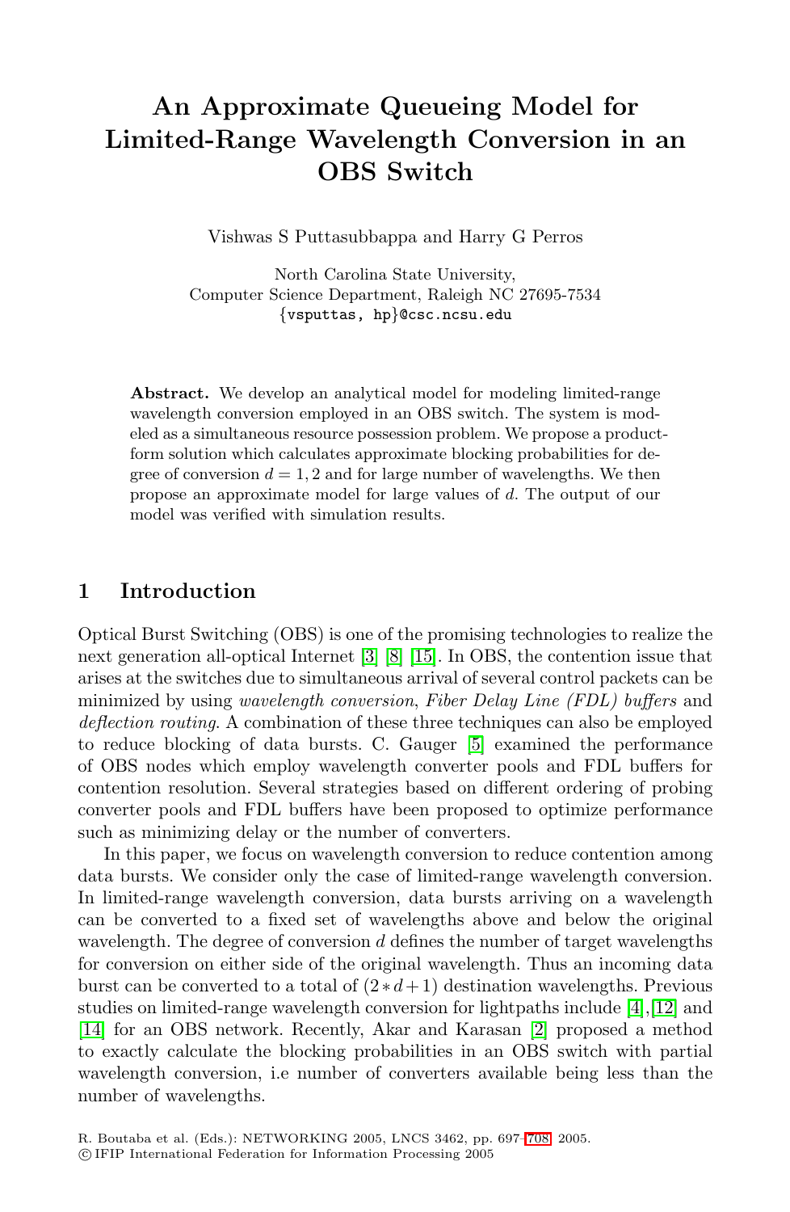# An Approximate Queueing Model for Limited-Range Wavelength Conversion in an OBS Switch

Vishwas S Puttasubbappa and Harry G Perros

North Carolina State University,
Computer Science Department, Raleigh NC 27695-7534
{vsputtas, hp}@csc.ncsu.edu

**Abstract.** We develop an analytical model for modeling limited-range wavelength conversion employed in an OBS switch. The system is modeled as a simultaneous resource possession problem. We propose a product-form solution which calculates approximate blocking probabilities for degree of conversion $d = 1, 2$ and for large number of wavelengths. We then propose an approximate model for large values of $d$. The output of our model was verified with simulation results.

## 1 Introduction

Optical Burst Switching (OBS) is one of the promising technologies to realize the next generation all-optical Internet [3] [8] [15]. In OBS, the contention issue that arises at the switches due to simultaneous arrival of several control packets can be minimized by using *wavelength conversion*, *Fiber Delay Line (FDL) buffers* and *deflection routing*. A combination of these three techniques can also be employed to reduce blocking of data bursts. C. Gauger [5] examined the performance of OBS nodes which employ wavelength converter pools and FDL buffers for contention resolution. Several strategies based on different ordering of probing converter pools and FDL buffers have been proposed to optimize performance such as minimizing delay or the number of converters.

In this paper, we focus on wavelength conversion to reduce contention among data bursts. We consider only the case of limited-range wavelength conversion. In limited-range wavelength conversion, data bursts arriving on a wavelength can be converted to a fixed set of wavelengths above and below the original wavelength. The degree of conversion $d$ defines the number of target wavelengths for conversion on either side of the original wavelength. Thus an incoming data burst can be converted to a total of $(2*d+1)$ destination wavelengths. Previous studies on limited-range wavelength conversion for lightpaths include [4],[12] and [14] for an OBS network. Recently, Akar and Karasan [2] proposed a method to exactly calculate the blocking probabilities in an OBS switch with partial wavelength conversion, i.e number of converters available being less than the number of wavelengths.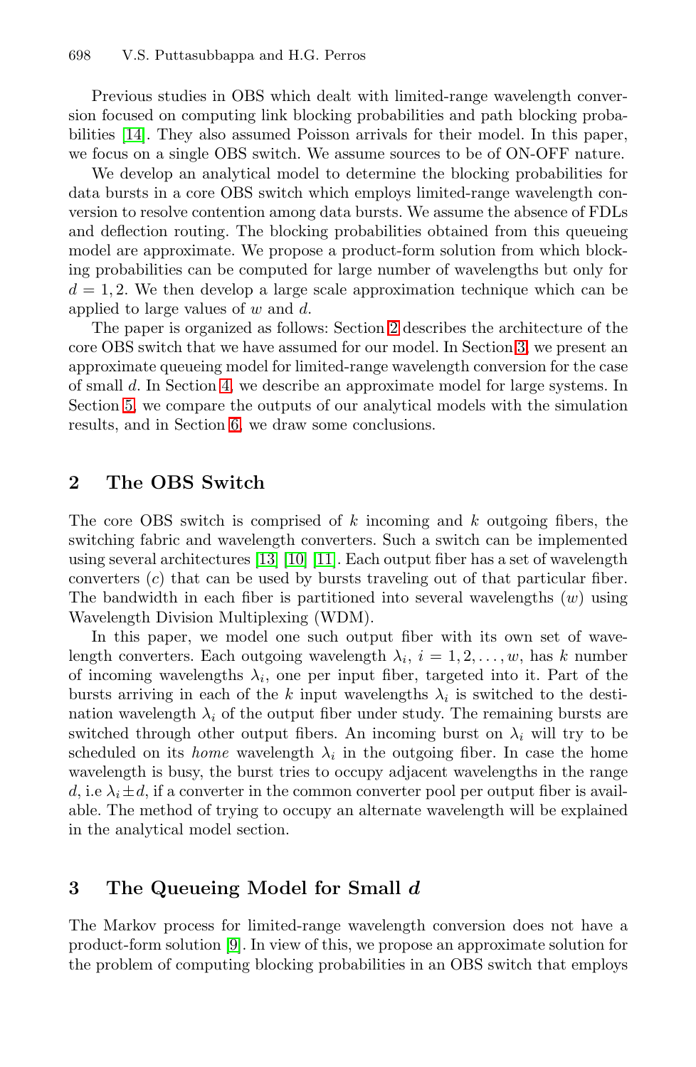Previous studies in OBS which dealt with limited-range wavelength conversion focused on computing link blocking probabilities and path blocking probabilities [14]. They also assumed Poisson arrivals for their model. In this paper, we focus on a single OBS switch. We assume sources to be of ON-OFF nature.

We develop an analytical model to determine the blocking probabilities for data bursts in a core OBS switch which employs limited-range wavelength conversion to resolve contention among data bursts. We assume the absence of FDLs and deflection routing. The blocking probabilities obtained from this queueing model are approximate. We propose a product-form solution from which blocking probabilities can be computed for large number of wavelengths but only for $d = 1, 2$. We then develop a large scale approximation technique which can be applied to large values of $w$ and $d$.

The paper is organized as follows: Section 2 describes the architecture of the core OBS switch that we have assumed for our model. In Section 3, we present an approximate queueing model for limited-range wavelength conversion for the case of small $d$. In Section 4, we describe an approximate model for large systems. In Section 5, we compare the outputs of our analytical models with the simulation results, and in Section 6, we draw some conclusions.

## 2 The OBS Switch

The core OBS switch is comprised of $k$ incoming and $k$ outgoing fibers, the switching fabric and wavelength converters. Such a switch can be implemented using several architectures [13] [10] [11]. Each output fiber has a set of wavelength converters ($c$) that can be used by bursts traveling out of that particular fiber. The bandwidth in each fiber is partitioned into several wavelengths ($w$) using Wavelength Division Multiplexing (WDM).

In this paper, we model one such output fiber with its own set of wavelength converters. Each outgoing wavelength $\lambda_i$, $i = 1, 2, \ldots, w$, has $k$ number of incoming wavelengths $\lambda_i$, one per input fiber, targeted into it. Part of the bursts arriving in each of the $k$ input wavelengths $\lambda_i$ is switched to the destination wavelength $\lambda_i$ of the output fiber under study. The remaining bursts are switched through other output fibers. An incoming burst on $\lambda_i$ will try to be scheduled on its *home* wavelength $\lambda_i$ in the outgoing fiber. In case the home wavelength is busy, the burst tries to occupy adjacent wavelengths in the range $d$, i.e $\lambda_i \pm d$, if a converter in the common converter pool per output fiber is available. The method of trying to occupy an alternate wavelength will be explained in the analytical model section.

## 3 The Queueing Model for Small $d$

The Markov process for limited-range wavelength conversion does not have a product-form solution [9]. In view of this, we propose an approximate solution for the problem of computing blocking probabilities in an OBS switch that employs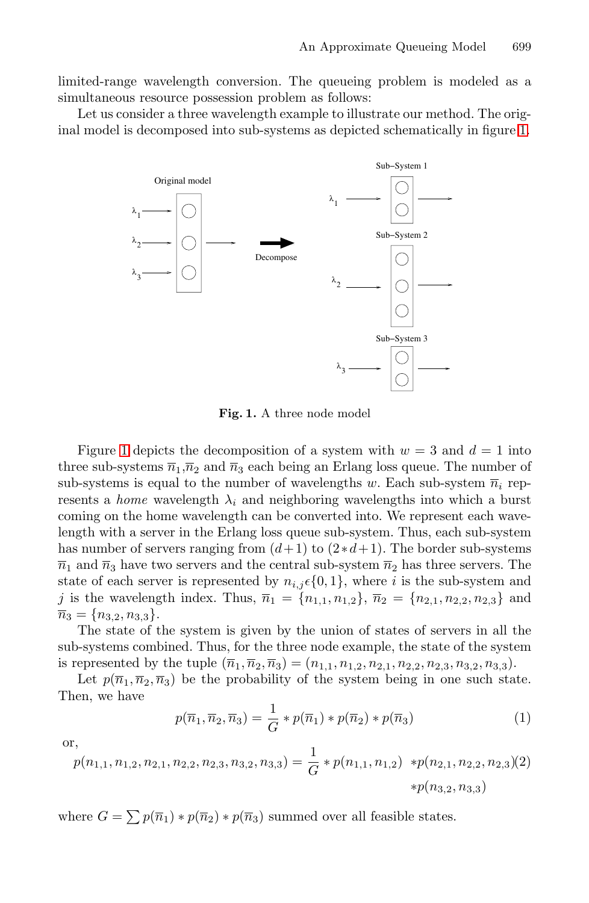limited-range wavelength conversion. The queueing problem is modeled as a simultaneous resource possession problem as follows:

Let us consider a three wavelength example to illustrate our method. The original model is decomposed into sub-systems as depicted schematically in figure 1.

**Fig. 1.** A three node model

Figure 1 depicts the decomposition of a system with $w = 3$ and $d = 1$ into three sub-systems $\overline{n}_1$,$\overline{n}_2$ and $\overline{n}_3$ each being an Erlang loss queue. The number of sub-systems is equal to the number of wavelengths $w$. Each sub-system $\overline{n}_i$ represents a *home* wavelength $\lambda_i$ and neighboring wavelengths into which a burst coming on the home wavelength can be converted into. We represent each wavelength with a server in the Erlang loss queue sub-system. Thus, each sub-system has number of servers ranging from $(d+1)$ to $(2*d+1)$. The border sub-systems $\overline{n}_1$ and $\overline{n}_3$ have two servers and the central sub-system $\overline{n}_2$ has three servers. The state of each server is represented by $n_{i,j}\epsilon\{0,1\}$, where $i$ is the sub-system and $j$ is the wavelength index. Thus, $\overline{n}_1 = \{n_{1,1}, n_{1,2}\}$, $\overline{n}_2 = \{n_{2,1}, n_{2,2}, n_{2,3}\}$ and $\overline{n}_3 = \{n_{3,2}, n_{3,3}\}$.

The state of the system is given by the union of states of servers in all the sub-systems combined. Thus, for the three node example, the state of the system is represented by the tuple $(\overline{n}_1, \overline{n}_2, \overline{n}_3) = (n_{1,1}, n_{1,2}, n_{2,1}, n_{2,2}, n_{2,3}, n_{3,2}, n_{3,3})$.

Let $p(\overline{n}_1, \overline{n}_2, \overline{n}_3)$ be the probability of the system being in one such state. Then, we have

$$p(\overline{n}_1, \overline{n}_2, \overline{n}_3) = \frac{1}{G} * p(\overline{n}_1) * p(\overline{n}_2) * p(\overline{n}_3) \tag{1}$$

or,

$$p(n_{1,1}, n_{1,2}, n_{2,1}, n_{2,2}, n_{2,3}, n_{3,2}, n_{3,3}) = \frac{1}{G} * p(n_{1,1}, n_{1,2}) \; * p(n_{2,1}, n_{2,2}, n_{2,3}) * p(n_{3,2}, n_{3,3}) \tag{2}$$

where $G = \sum p(\overline{n}_1) * p(\overline{n}_2) * p(\overline{n}_3)$ summed over all feasible states.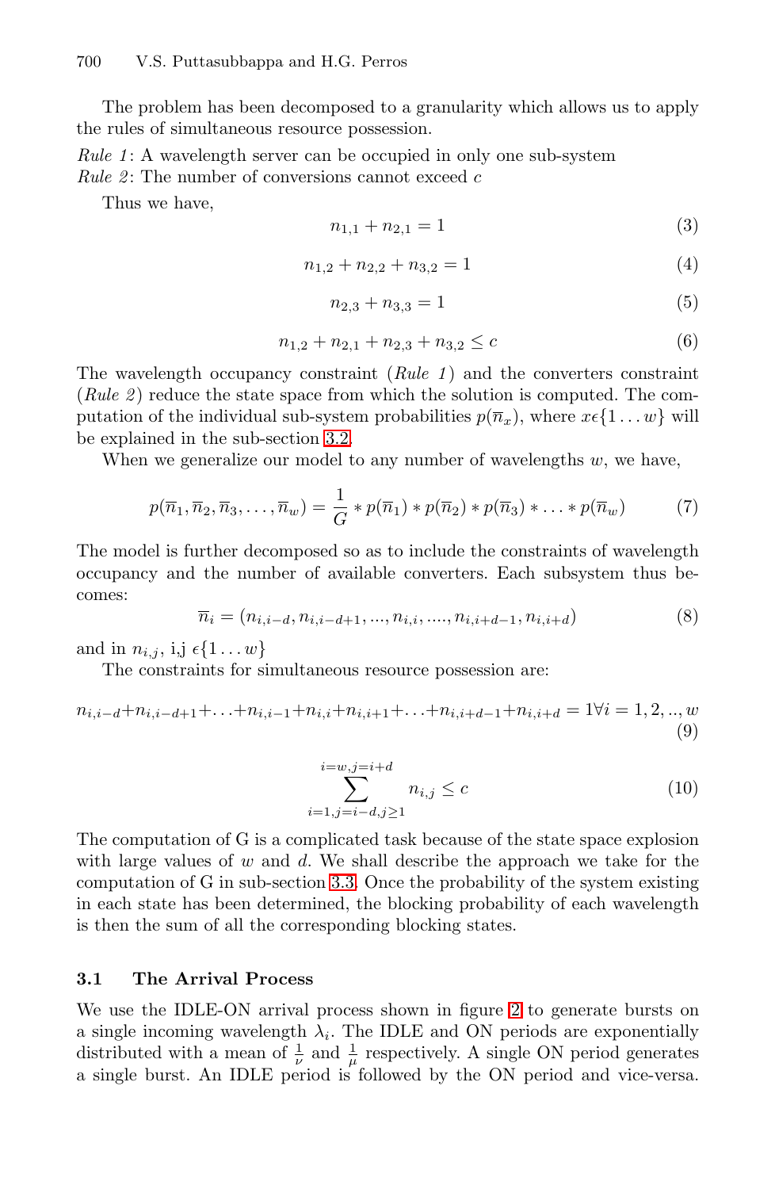The problem has been decomposed to a granularity which allows us to apply the rules of simultaneous resource possession.

*Rule 1*: A wavelength server can be occupied in only one sub-system
*Rule 2*: The number of conversions cannot exceed $c$

Thus we have,

$$n_{1,1} + n_{2,1} = 1 \tag{3}$$

$$n_{1,2} + n_{2,2} + n_{3,2} = 1 \tag{4}$$

$$n_{2,3} + n_{3,3} = 1 \tag{5}$$

$$n_{1,2} + n_{2,1} + n_{2,3} + n_{3,2} \leq c \tag{6}$$

The wavelength occupancy constraint (*Rule 1*) and the converters constraint (*Rule 2*) reduce the state space from which the solution is computed. The computation of the individual sub-system probabilities $p(\overline{n}_x)$, where $x \epsilon \{1 \ldots w\}$ will be explained in the sub-section 3.2.

When we generalize our model to any number of wavelengths $w$, we have,

$$p(\overline{n}_1, \overline{n}_2, \overline{n}_3, \ldots, \overline{n}_w) = \frac{1}{G} * p(\overline{n}_1) * p(\overline{n}_2) * p(\overline{n}_3) * \ldots * p(\overline{n}_w) \tag{7}$$

The model is further decomposed so as to include the constraints of wavelength occupancy and the number of available converters. Each subsystem thus becomes:

$$\overline{n}_i = (n_{i,i-d}, n_{i,i-d+1}, ..., n_{i,i}, ...., n_{i,i+d-1}, n_{i,i+d}) \tag{8}$$

and in $n_{i,j}$, i,j $\epsilon \{1 \ldots w\}$

The constraints for simultaneous resource possession are:

$$n_{i,i-d} + n_{i,i-d+1} + \ldots + n_{i,i-1} + n_{i,i} + n_{i,i+1} + \ldots + n_{i,i+d-1} + n_{i,i+d} = 1 \forall i = 1, 2, .., w \tag{9}$$

$$\sum_{i=1, j=i-d, j \geq 1}^{i=w, j=i+d} n_{i,j} \leq c \tag{10}$$

The computation of G is a complicated task because of the state space explosion with large values of $w$ and $d$. We shall describe the approach we take for the computation of G in sub-section 3.3. Once the probability of the system existing in each state has been determined, the blocking probability of each wavelength is then the sum of all the corresponding blocking states.

### 3.1 The Arrival Process

We use the IDLE-ON arrival process shown in figure 2 to generate bursts on a single incoming wavelength $\lambda_i$. The IDLE and ON periods are exponentially distributed with a mean of $\frac{1}{\nu}$ and $\frac{1}{\mu}$ respectively. A single ON period generates a single burst. An IDLE period is followed by the ON period and vice-versa.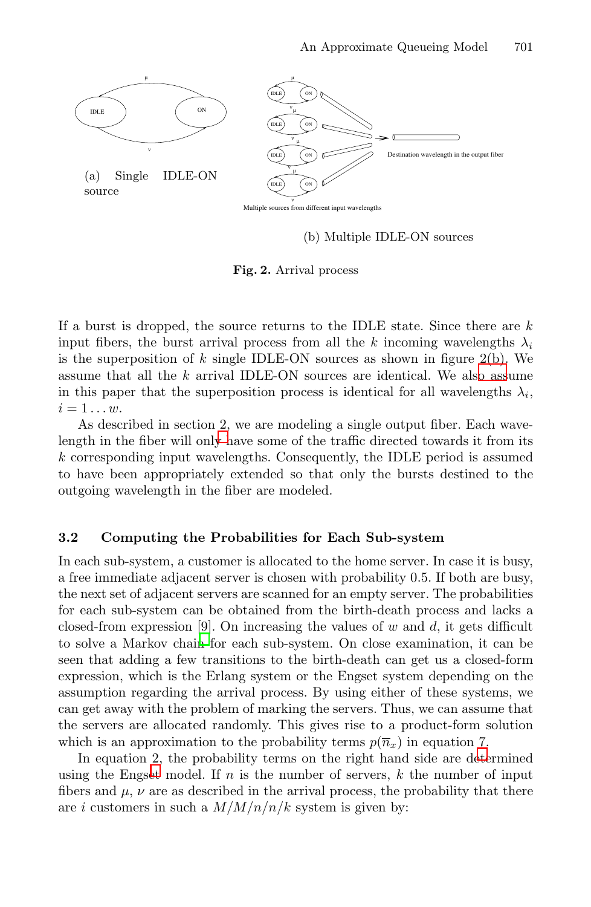(a) Single IDLE-ON source

(b) Multiple IDLE-ON sources

**Fig. 2.** Arrival process

If a burst is dropped, the source returns to the IDLE state. Since there are $k$ input fibers, the burst arrival process from all the $k$ incoming wavelengths $\lambda_i$ is the superposition of $k$ single IDLE-ON sources as shown in figure 2(b). We assume that all the $k$ arrival IDLE-ON sources are identical. We also assume in this paper that the superposition process is identical for all wavelengths $\lambda_i$, $i = 1 \ldots w$.

As described in section 2, we are modeling a single output fiber. Each wavelength in the fiber will only have some of the traffic directed towards it from its $k$ corresponding input wavelengths. Consequently, the IDLE period is assumed to have been appropriately extended so that only the bursts destined to the outgoing wavelength in the fiber are modeled.

### 3.2 Computing the Probabilities for Each Sub-system

In each sub-system, a customer is allocated to the home server. In case it is busy, a free immediate adjacent server is chosen with probability 0.5. If both are busy, the next set of adjacent servers are scanned for an empty server. The probabilities for each sub-system can be obtained from the birth-death process and lacks a closed-from expression [9]. On increasing the values of $w$ and $d$, it gets difficult to solve a Markov chain for each sub-system. On close examination, it can be seen that adding a few transitions to the birth-death can get us a closed-form expression, which is the Erlang system or the Engset system depending on the assumption regarding the arrival process. By using either of these systems, we can get away with the problem of marking the servers. Thus, we can assume that the servers are allocated randomly. This gives rise to a product-form solution which is an approximation to the probability terms $p(\overline{n}_x)$ in equation 7.

In equation 2, the probability terms on the right hand side are determined using the Engset model. If $n$ is the number of servers, $k$ the number of input fibers and $\mu$, $\nu$ are as described in the arrival process, the probability that there are $i$ customers in such a $M/M/n/n/k$ system is given by: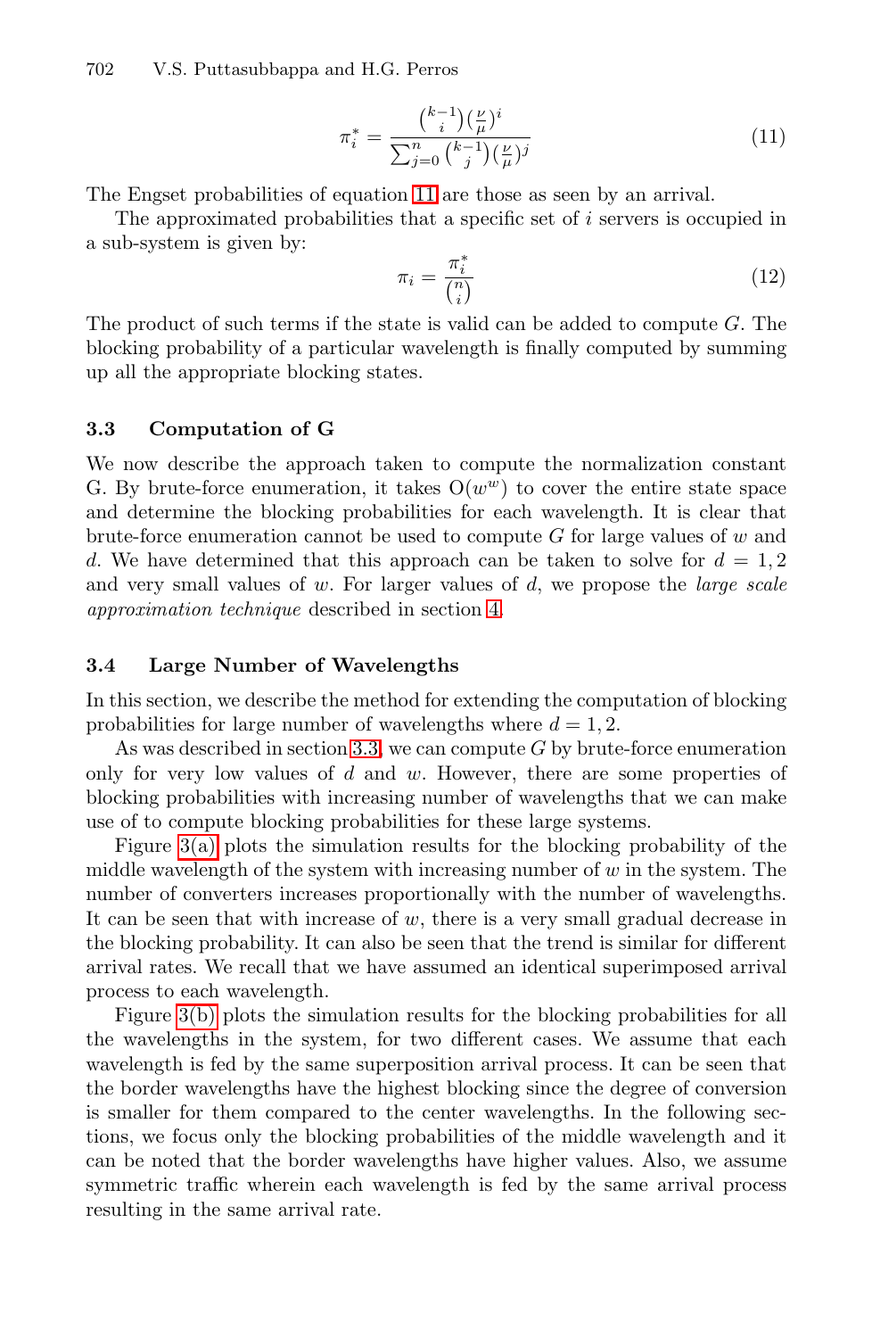$$\pi_i^* = \frac{\binom{k-1}{i}(\frac{\nu}{\mu})^i}{\sum_{j=0}^{n}\binom{k-1}{j}(\frac{\nu}{\mu})^j} \tag{11}$$

The Engset probabilities of equation 11 are those as seen by an arrival.

The approximated probabilities that a specific set of $i$ servers is occupied in a sub-system is given by:

$$\pi_i = \frac{\pi_i^*}{\binom{n}{i}} \tag{12}$$

The product of such terms if the state is valid can be added to compute $G$. The blocking probability of a particular wavelength is finally computed by summing up all the appropriate blocking states.

### 3.3 Computation of G

We now describe the approach taken to compute the normalization constant G. By brute-force enumeration, it takes $O(w^w)$ to cover the entire state space and determine the blocking probabilities for each wavelength. It is clear that brute-force enumeration cannot be used to compute $G$ for large values of $w$ and $d$. We have determined that this approach can be taken to solve for $d = 1, 2$ and very small values of $w$. For larger values of $d$, we propose the *large scale approximation technique* described in section 4.

### 3.4 Large Number of Wavelengths

In this section, we describe the method for extending the computation of blocking probabilities for large number of wavelengths where $d = 1, 2$.

As was described in section 3.3, we can compute $G$ by brute-force enumeration only for very low values of $d$ and $w$. However, there are some properties of blocking probabilities with increasing number of wavelengths that we can make use of to compute blocking probabilities for these large systems.

Figure 3(a) plots the simulation results for the blocking probability of the middle wavelength of the system with increasing number of $w$ in the system. The number of converters increases proportionally with the number of wavelengths. It can be seen that with increase of $w$, there is a very small gradual decrease in the blocking probability. It can also be seen that the trend is similar for different arrival rates. We recall that we have assumed an identical superimposed arrival process to each wavelength.

Figure 3(b) plots the simulation results for the blocking probabilities for all the wavelengths in the system, for two different cases. We assume that each wavelength is fed by the same superposition arrival process. It can be seen that the border wavelengths have the highest blocking since the degree of conversion is smaller for them compared to the center wavelengths. In the following sections, we focus only the blocking probabilities of the middle wavelength and it can be noted that the border wavelengths have higher values. Also, we assume symmetric traffic wherein each wavelength is fed by the same arrival process resulting in the same arrival rate.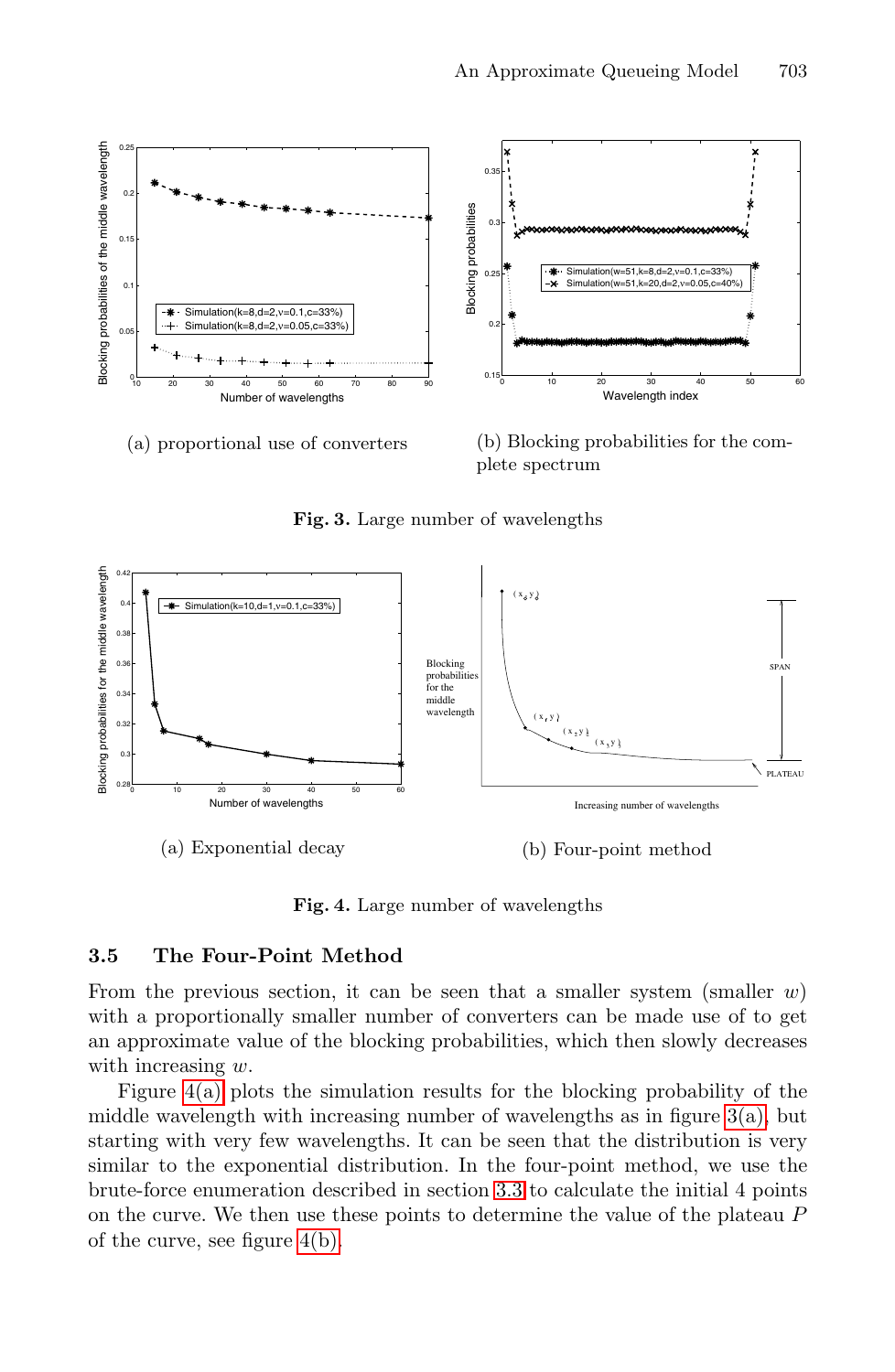(a) proportional use of converters

(b) Blocking probabilities for the complete spectrum

**Fig. 3.** Large number of wavelengths

(a) Exponential decay

(b) Four-point method

**Fig. 4.** Large number of wavelengths

### 3.5 The Four-Point Method

From the previous section, it can be seen that a smaller system (smaller $w$) with a proportionally smaller number of converters can be made use of to get an approximate value of the blocking probabilities, which then slowly decreases with increasing $w$.

Figure 4(a) plots the simulation results for the blocking probability of the middle wavelength with increasing number of wavelengths as in figure 3(a), but starting with very few wavelengths. It can be seen that the distribution is very similar to the exponential distribution. In the four-point method, we use the brute-force enumeration described in section 3.3 to calculate the initial 4 points on the curve. We then use these points to determine the value of the plateau $P$ of the curve, see figure 4(b).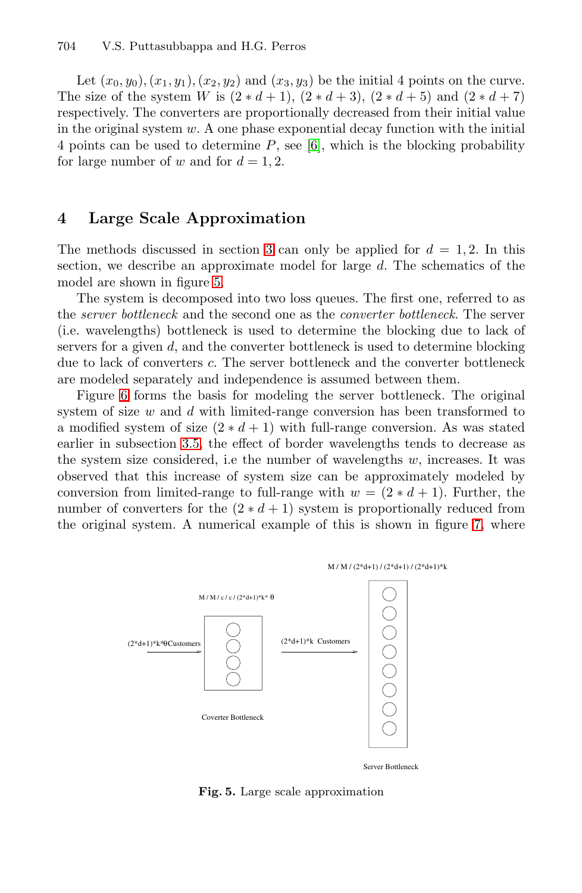Let $(x_0, y_0), (x_1, y_1), (x_2, y_2)$ and $(x_3, y_3)$ be the initial 4 points on the curve. The size of the system $W$ is $(2 * d + 1)$, $(2 * d + 3)$, $(2 * d + 5)$ and $(2 * d + 7)$ respectively. The converters are proportionally decreased from their initial value in the original system $w$. A one phase exponential decay function with the initial 4 points can be used to determine $P$, see [6], which is the blocking probability for large number of $w$ and for $d = 1, 2$.

## 4 Large Scale Approximation

The methods discussed in section 3 can only be applied for $d = 1, 2$. In this section, we describe an approximate model for large $d$. The schematics of the model are shown in figure 5.

The system is decomposed into two loss queues. The first one, referred to as the *server bottleneck* and the second one as the *converter bottleneck*. The server (i.e. wavelengths) bottleneck is used to determine the blocking due to lack of servers for a given $d$, and the converter bottleneck is used to determine blocking due to lack of converters $c$. The server bottleneck and the converter bottleneck are modeled separately and independence is assumed between them.

Figure 6 forms the basis for modeling the server bottleneck. The original system of size $w$ and $d$ with limited-range conversion has been transformed to a modified system of size $(2 * d + 1)$ with full-range conversion. As was stated earlier in subsection 3.5, the effect of border wavelengths tends to decrease as the system size considered, i.e the number of wavelengths $w$, increases. It was observed that this increase of system size can be approximately modeled by conversion from limited-range to full-range with $w = (2 * d + 1)$. Further, the number of converters for the $(2 * d + 1)$ system is proportionally reduced from the original system. A numerical example of this is shown in figure 7, where

M / M / c / c / (2*d+1)*k* θ

(2*d+1)*k*θCustomers

(2*d+1)*k Customers

Coverter Bottleneck

M / M / (2*d+1) / (2*d+1) / (2*d+1)*k

Server Bottleneck

**Fig. 5.** Large scale approximation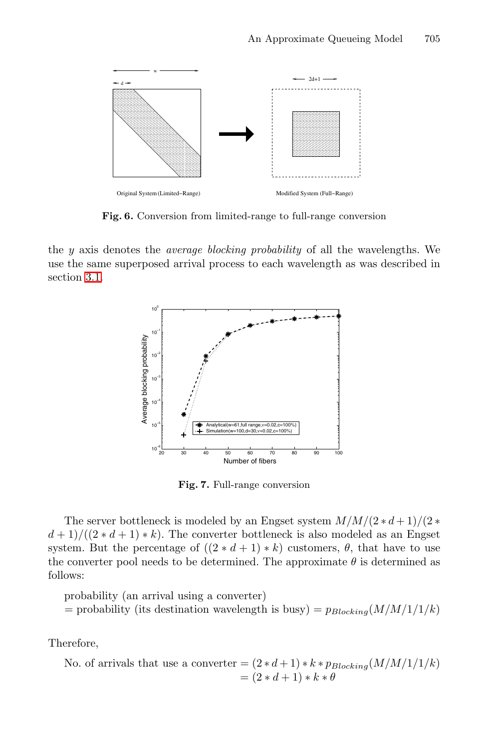**Fig. 6.** Conversion from limited-range to full-range conversion

the $y$ axis denotes the *average blocking probability* of all the wavelengths. We use the same superposed arrival process to each wavelength as was described in section 3.1.

**Fig. 7.** Full-range conversion

The server bottleneck is modeled by an Engset system $M/M/(2*d+1)/(2*d+1)/((2*d+1)*k)$. The converter bottleneck is also modeled as an Engset system. But the percentage of $((2*d+1)*k)$ customers, $\theta$, that have to use the converter pool needs to be determined. The approximate $\theta$ is determined as follows:

probability (an arrival using a converter)
= probability (its destination wavelength is busy) = $p_{Blocking}(M/M/1/1/k)$

Therefore,

$$\text{No. of arrivals that use a converter} = (2*d+1)*k*p_{Blocking}(M/M/1/1/k) = (2*d+1)*k*\theta$$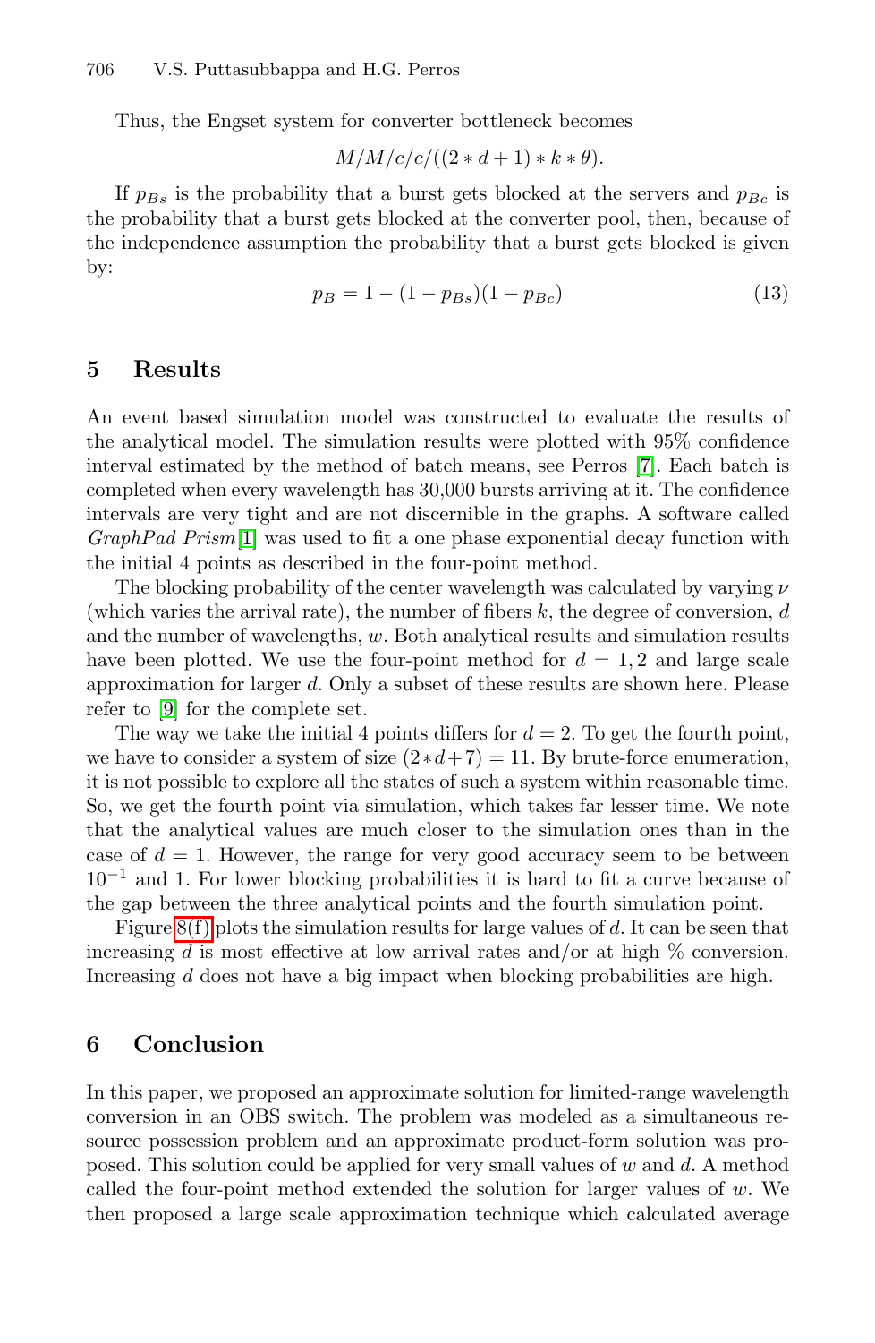Thus, the Engset system for converter bottleneck becomes

$$M/M/c/c/((2*d+1)*k*\theta).$$

If $p_{Bs}$ is the probability that a burst gets blocked at the servers and $p_{Bc}$ is the probability that a burst gets blocked at the converter pool, then, because of the independence assumption the probability that a burst gets blocked is given by:

$$p_B = 1 - (1 - p_{Bs})(1 - p_{Bc}) \tag{13}$$

## 5 Results

An event based simulation model was constructed to evaluate the results of the analytical model. The simulation results were plotted with 95% confidence interval estimated by the method of batch means, see Perros [7]. Each batch is completed when every wavelength has 30,000 bursts arriving at it. The confidence intervals are very tight and are not discernible in the graphs. A software called *GraphPad Prism* [1] was used to fit a one phase exponential decay function with the initial 4 points as described in the four-point method.

The blocking probability of the center wavelength was calculated by varying $\nu$ (which varies the arrival rate), the number of fibers $k$, the degree of conversion, $d$ and the number of wavelengths, $w$. Both analytical results and simulation results have been plotted. We use the four-point method for $d = 1, 2$ and large scale approximation for larger $d$. Only a subset of these results are shown here. Please refer to [9] for the complete set.

The way we take the initial 4 points differs for $d = 2$. To get the fourth point, we have to consider a system of size $(2*d+7) = 11$. By brute-force enumeration, it is not possible to explore all the states of such a system within reasonable time. So, we get the fourth point via simulation, which takes far lesser time. We note that the analytical values are much closer to the simulation ones than in the case of $d = 1$. However, the range for very good accuracy seem to be between $10^{-1}$ and 1. For lower blocking probabilities it is hard to fit a curve because of the gap between the three analytical points and the fourth simulation point.

Figure 8(f) plots the simulation results for large values of $d$. It can be seen that increasing $d$ is most effective at low arrival rates and/or at high % conversion. Increasing $d$ does not have a big impact when blocking probabilities are high.

## 6 Conclusion

In this paper, we proposed an approximate solution for limited-range wavelength conversion in an OBS switch. The problem was modeled as a simultaneous resource possession problem and an approximate product-form solution was proposed. This solution could be applied for very small values of $w$ and $d$. A method called the four-point method extended the solution for larger values of $w$. We then proposed a large scale approximation technique which calculated average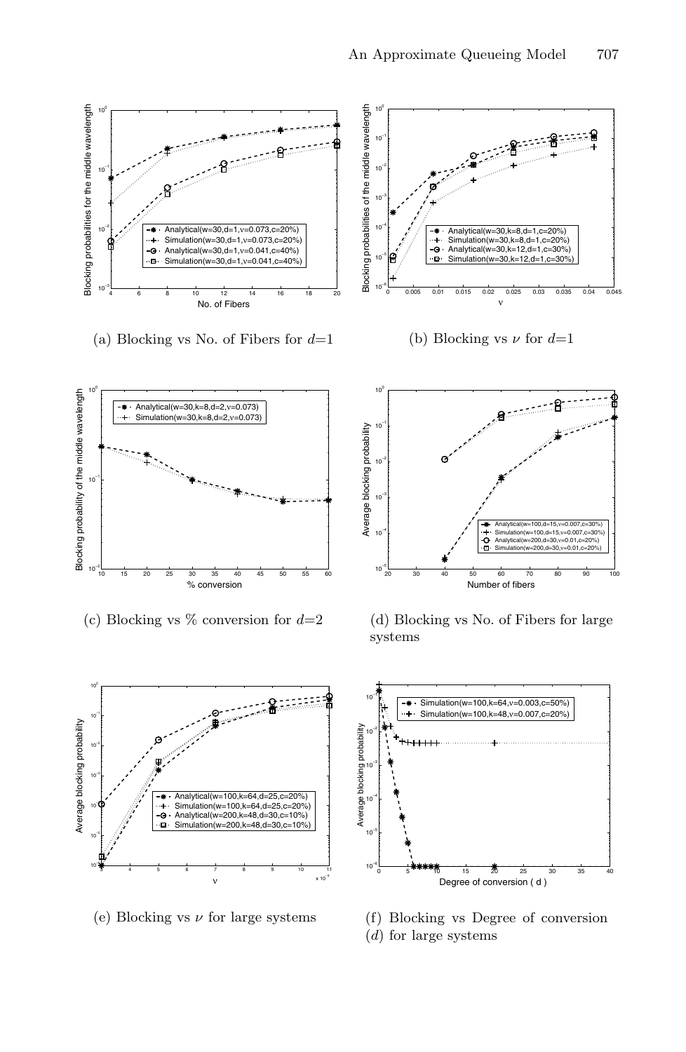(a) Blocking vs No. of Fibers for $d$=1

(b) Blocking vs $\nu$ for $d$=1

(c) Blocking vs % conversion for $d$=2

(d) Blocking vs No. of Fibers for large systems

(e) Blocking vs $\nu$ for large systems

(f) Blocking vs Degree of conversion ($d$) for large systems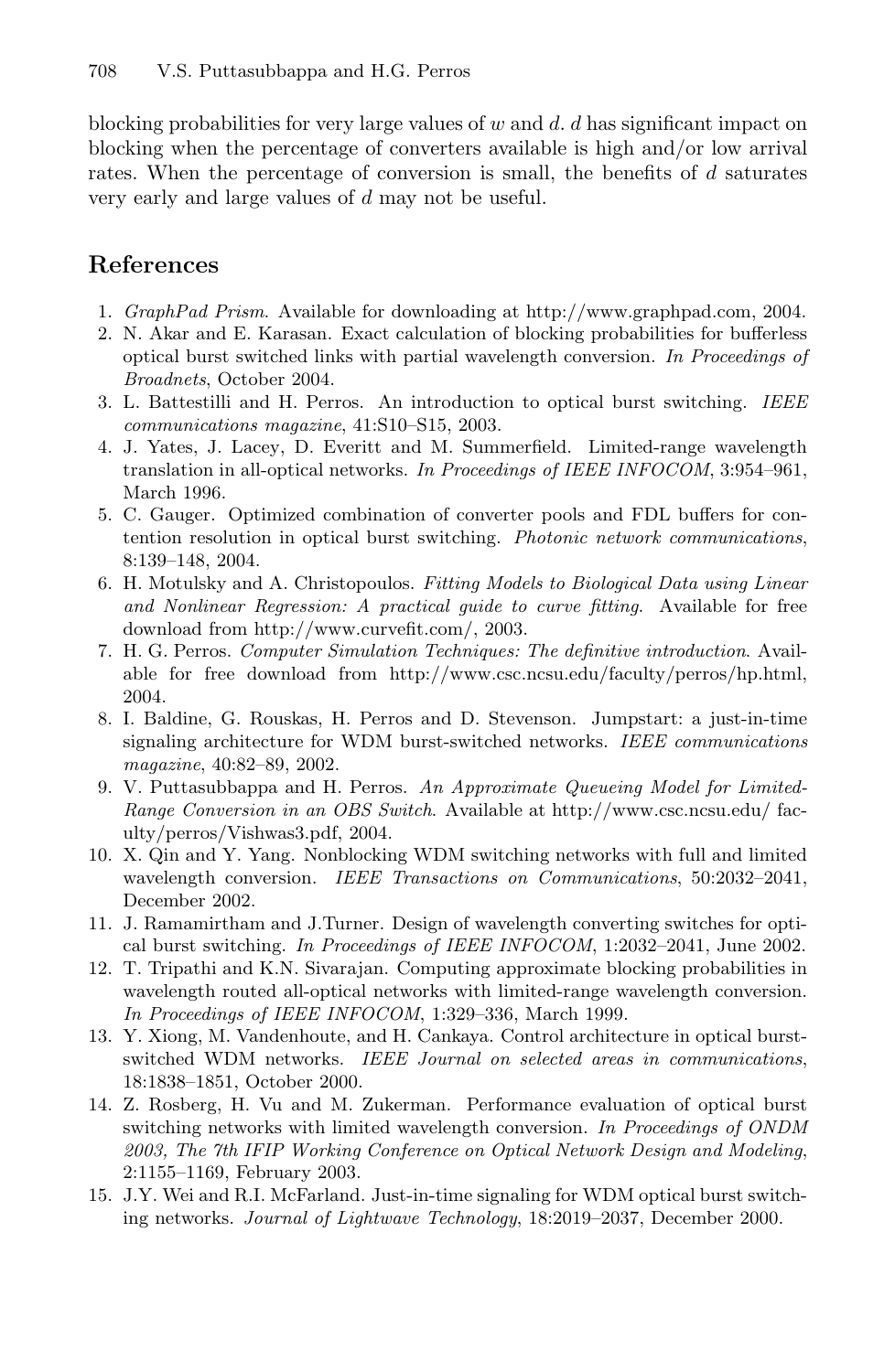blocking probabilities for very large values of $w$ and $d$. $d$ has significant impact on blocking when the percentage of converters available is high and/or low arrival rates. When the percentage of conversion is small, the benefits of $d$ saturates very early and large values of $d$ may not be useful.

## References

1. *GraphPad Prism*. Available for downloading at http://www.graphpad.com, 2004.
2. N. Akar and E. Karasan. Exact calculation of blocking probabilities for bufferless optical burst switched links with partial wavelength conversion. *In Proceedings of Broadnets*, October 2004.
3. L. Battestilli and H. Perros. An introduction to optical burst switching. *IEEE communications magazine*, 41:S10–S15, 2003.
4. J. Yates, J. Lacey, D. Everitt and M. Summerfield. Limited-range wavelength translation in all-optical networks. *In Proceedings of IEEE INFOCOM*, 3:954–961, March 1996.
5. C. Gauger. Optimized combination of converter pools and FDL buffers for contention resolution in optical burst switching. *Photonic network communications*, 8:139–148, 2004.
6. H. Motulsky and A. Christopoulos. *Fitting Models to Biological Data using Linear and Nonlinear Regression: A practical guide to curve fitting*. Available for free download from http://www.curvefit.com/, 2003.
7. H. G. Perros. *Computer Simulation Techniques: The definitive introduction*. Available for free download from http://www.csc.ncsu.edu/faculty/perros/hp.html, 2004.
8. I. Baldine, G. Rouskas, H. Perros and D. Stevenson. Jumpstart: a just-in-time signaling architecture for WDM burst-switched networks. *IEEE communications magazine*, 40:82–89, 2002.
9. V. Puttasubbappa and H. Perros. *An Approximate Queueing Model for Limited-Range Conversion in an OBS Switch*. Available at http://www.csc.ncsu.edu/ faculty/perros/Vishwas3.pdf, 2004.
10. X. Qin and Y. Yang. Nonblocking WDM switching networks with full and limited wavelength conversion. *IEEE Transactions on Communications*, 50:2032–2041, December 2002.
11. J. Ramamirtham and J.Turner. Design of wavelength converting switches for optical burst switching. *In Proceedings of IEEE INFOCOM*, 1:2032–2041, June 2002.
12. T. Tripathi and K.N. Sivarajan. Computing approximate blocking probabilities in wavelength routed all-optical networks with limited-range wavelength conversion. *In Proceedings of IEEE INFOCOM*, 1:329–336, March 1999.
13. Y. Xiong, M. Vandenhoute, and H. Cankaya. Control architecture in optical burst-switched WDM networks. *IEEE Journal on selected areas in communications*, 18:1838–1851, October 2000.
14. Z. Rosberg, H. Vu and M. Zukerman. Performance evaluation of optical burst switching networks with limited wavelength conversion. *In Proceedings of ONDM 2003, The 7th IFIP Working Conference on Optical Network Design and Modeling*, 2:1155–1169, February 2003.
15. J.Y. Wei and R.I. McFarland. Just-in-time signaling for WDM optical burst switching networks. *Journal of Lightwave Technology*, 18:2019–2037, December 2000.